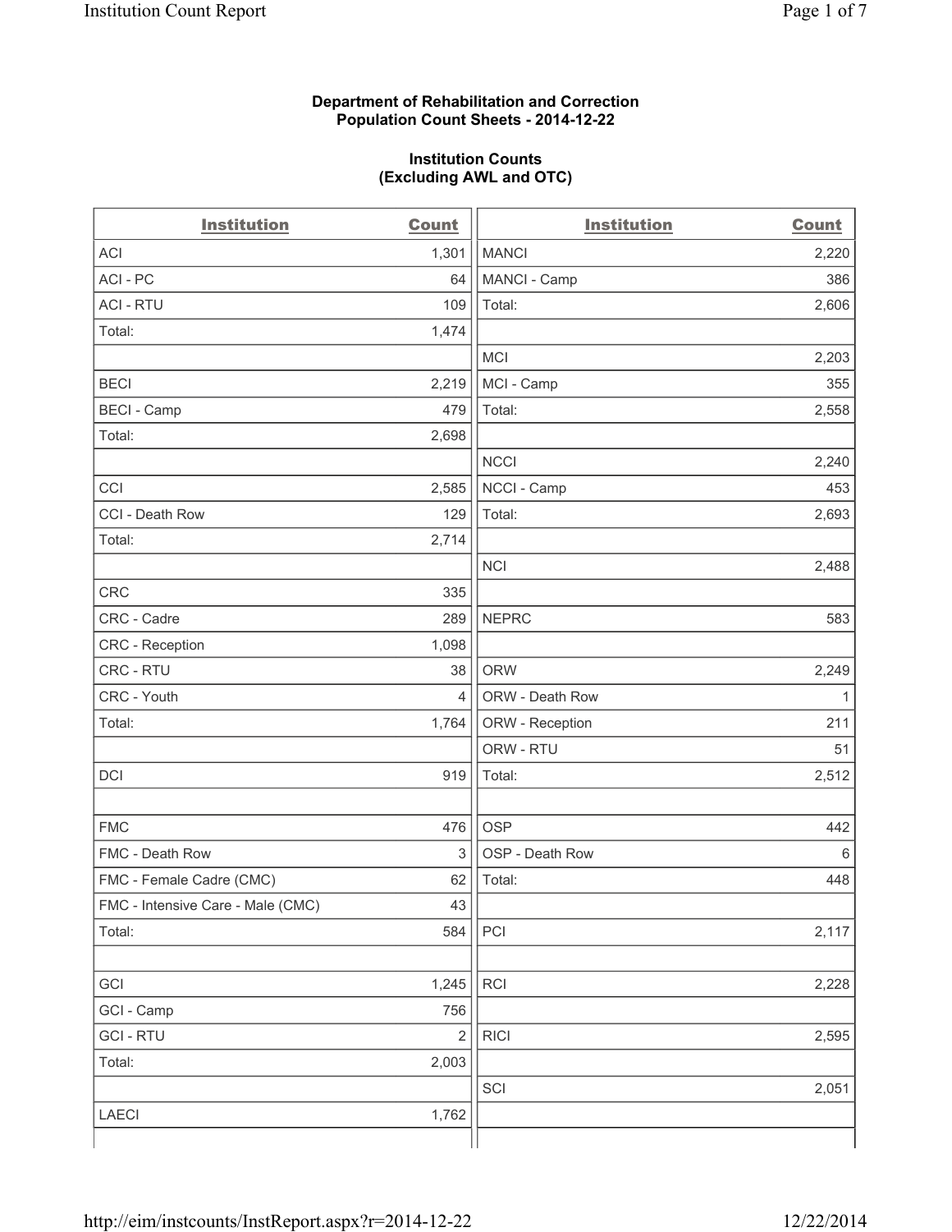**Department of Rehabilitation and Correction**
**Population Count Sheets - 2014-12-22**

**Institution Counts**
**(Excluding AWL and OTC)**

| Institution | Count | Institution | Count |
|---|---|---|---|
| ACI | 1,301 | MANCI | 2,220 |
| ACI - PC | 64 | MANCI - Camp | 386 |
| ACI - RTU | 109 | Total: | 2,606 |
| Total: | 1,474 | | |
| | | MCI | 2,203 |
| BECI | 2,219 | MCI - Camp | 355 |
| BECI - Camp | 479 | Total: | 2,558 |
| Total: | 2,698 | | |
| | | NCCI | 2,240 |
| CCI | 2,585 | NCCI - Camp | 453 |
| CCI - Death Row | 129 | Total: | 2,693 |
| Total: | 2,714 | | |
| | | NCI | 2,488 |
| CRC | 335 | | |
| CRC - Cadre | 289 | NEPRC | 583 |
| CRC - Reception | 1,098 | | |
| CRC - RTU | 38 | ORW | 2,249 |
| CRC - Youth | 4 | ORW - Death Row | 1 |
| Total: | 1,764 | ORW - Reception | 211 |
| | | ORW - RTU | 51 |
| DCI | 919 | Total: | 2,512 |
| | | | |
| FMC | 476 | OSP | 442 |
| FMC - Death Row | 3 | OSP - Death Row | 6 |
| FMC - Female Cadre (CMC) | 62 | Total: | 448 |
| FMC - Intensive Care - Male (CMC) | 43 | | |
| Total: | 584 | PCI | 2,117 |
| | | | |
| GCI | 1,245 | RCI | 2,228 |
| GCI - Camp | 756 | | |
| GCI - RTU | 2 | RICI | 2,595 |
| Total: | 2,003 | | |
| | | SCI | 2,051 |
| LAECI | 1,762 | | |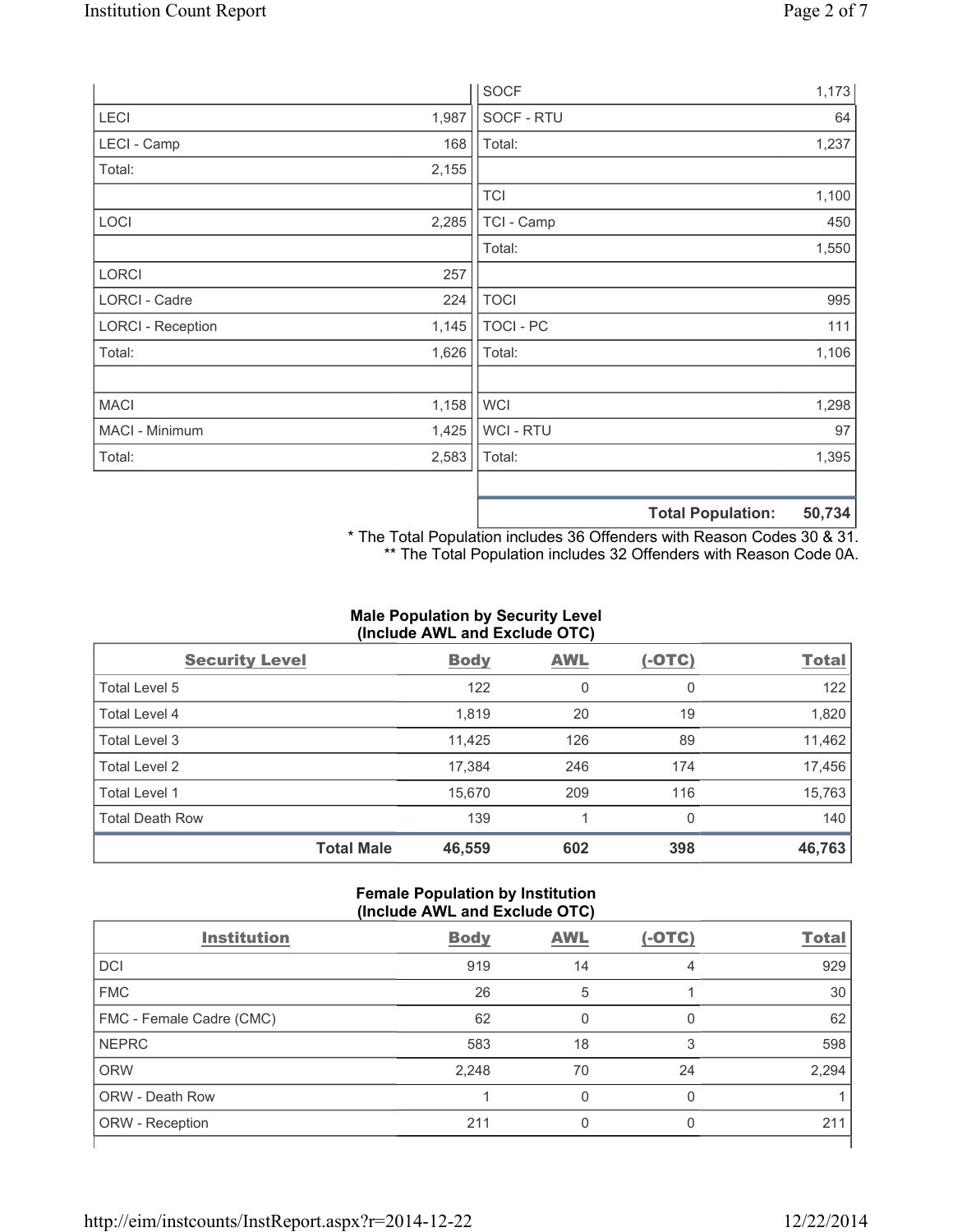| | |
|---|---|
| LECI | 1,987 |
| LECI - Camp | 168 |
| Total: | 2,155 |
| | |
| LOCI | 2,285 |
| | |
| LORCI | 257 |
| LORCI - Cadre | 224 |
| LORCI - Reception | 1,145 |
| Total: | 1,626 |
| | |
| MACI | 1,158 |
| MACI - Minimum | 1,425 |
| Total: | 2,583 |

| | |
|---|---|
| SOCF | 1,173 |
| SOCF - RTU | 64 |
| Total: | 1,237 |
| | |
| TCI | 1,100 |
| TCI - Camp | 450 |
| Total: | 1,550 |
| | |
| TOCI | 995 |
| TOCI - PC | 111 |
| Total: | 1,106 |
| | |
| WCI | 1,298 |
| WCI - RTU | 97 |
| Total: | 1,395 |
| | |
| **Total Population:** | **50,734** |

\* The Total Population includes 36 Offenders with Reason Codes 30 & 31.
\*\* The Total Population includes 32 Offenders with Reason Code 0A.

**Male Population by Security Level (Include AWL and Exclude OTC)**

| Security Level | Body | AWL | (-OTC) | Total |
|---|---|---|---|---|
| Total Level 5 | 122 | 0 | 0 | 122 |
| Total Level 4 | 1,819 | 20 | 19 | 1,820 |
| Total Level 3 | 11,425 | 126 | 89 | 11,462 |
| Total Level 2 | 17,384 | 246 | 174 | 17,456 |
| Total Level 1 | 15,670 | 209 | 116 | 15,763 |
| Total Death Row | 139 | 1 | 0 | 140 |
| **Total Male** | **46,559** | **602** | **398** | **46,763** |

**Female Population by Institution (Include AWL and Exclude OTC)**

| Institution | Body | AWL | (-OTC) | Total |
|---|---|---|---|---|
| DCI | 919 | 14 | 4 | 929 |
| FMC | 26 | 5 | 1 | 30 |
| FMC - Female Cadre (CMC) | 62 | 0 | 0 | 62 |
| NEPRC | 583 | 18 | 3 | 598 |
| ORW | 2,248 | 70 | 24 | 2,294 |
| ORW - Death Row | 1 | 0 | 0 | 1 |
| ORW - Reception | 211 | 0 | 0 | 211 |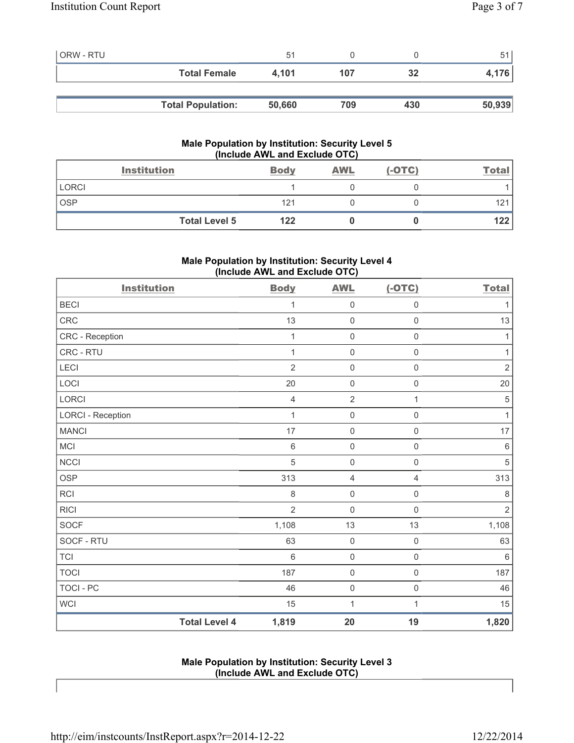| ORW - RTU | 51 | 0 | 0 | 51 |
|---|---|---|---|---|
| **Total Female** | **4,101** | **107** | **32** | **4,176** |

| **Total Population:** | **50,660** | **709** | **430** | **50,939** |
|---|---|---|---|---|

### Male Population by Institution: Security Level 5 (Include AWL and Exclude OTC)

| Institution | Body | AWL | (-OTC) | Total |
|---|---|---|---|---|
| LORCI | 1 | 0 | 0 | 1 |
| OSP | 121 | 0 | 0 | 121 |
| **Total Level 5** | **122** | **0** | **0** | **122** |

### Male Population by Institution: Security Level 4 (Include AWL and Exclude OTC)

| Institution | Body | AWL | (-OTC) | Total |
|---|---|---|---|---|
| BECI | 1 | 0 | 0 | 1 |
| CRC | 13 | 0 | 0 | 13 |
| CRC - Reception | 1 | 0 | 0 | 1 |
| CRC - RTU | 1 | 0 | 0 | 1 |
| LECI | 2 | 0 | 0 | 2 |
| LOCI | 20 | 0 | 0 | 20 |
| LORCI | 4 | 2 | 1 | 5 |
| LORCI - Reception | 1 | 0 | 0 | 1 |
| MANCI | 17 | 0 | 0 | 17 |
| MCI | 6 | 0 | 0 | 6 |
| NCCI | 5 | 0 | 0 | 5 |
| OSP | 313 | 4 | 4 | 313 |
| RCI | 8 | 0 | 0 | 8 |
| RICI | 2 | 0 | 0 | 2 |
| SOCF | 1,108 | 13 | 13 | 1,108 |
| SOCF - RTU | 63 | 0 | 0 | 63 |
| TCI | 6 | 0 | 0 | 6 |
| TOCI | 187 | 0 | 0 | 187 |
| TOCI - PC | 46 | 0 | 0 | 46 |
| WCI | 15 | 1 | 1 | 15 |
| **Total Level 4** | **1,819** | **20** | **19** | **1,820** |

### Male Population by Institution: Security Level 3 (Include AWL and Exclude OTC)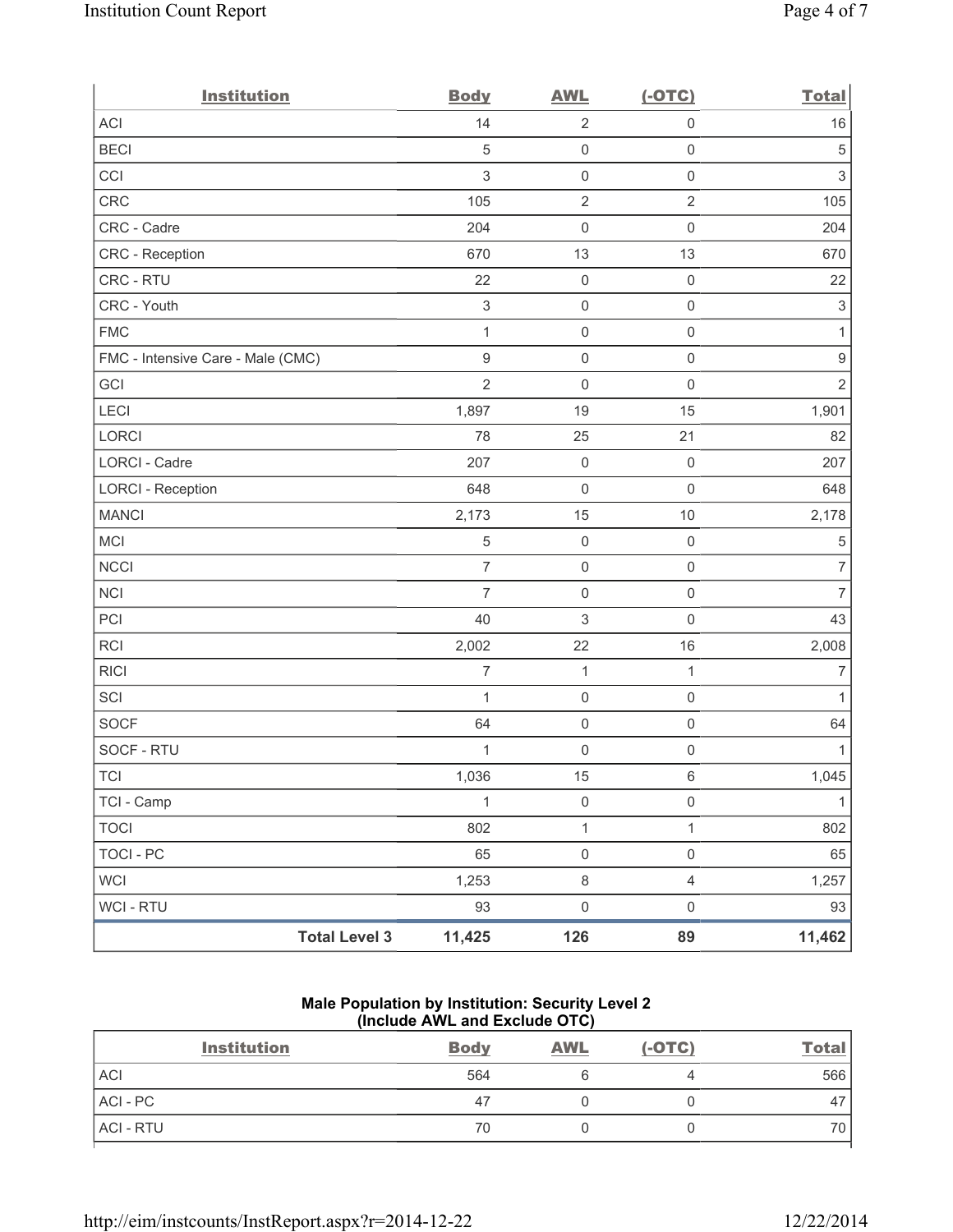| Institution | Body | AWL | (-OTC) | Total |
|---|---|---|---|---|
| ACI | 14 | 2 | 0 | 16 |
| BECI | 5 | 0 | 0 | 5 |
| CCI | 3 | 0 | 0 | 3 |
| CRC | 105 | 2 | 2 | 105 |
| CRC - Cadre | 204 | 0 | 0 | 204 |
| CRC - Reception | 670 | 13 | 13 | 670 |
| CRC - RTU | 22 | 0 | 0 | 22 |
| CRC - Youth | 3 | 0 | 0 | 3 |
| FMC | 1 | 0 | 0 | 1 |
| FMC - Intensive Care - Male (CMC) | 9 | 0 | 0 | 9 |
| GCI | 2 | 0 | 0 | 2 |
| LECI | 1,897 | 19 | 15 | 1,901 |
| LORCI | 78 | 25 | 21 | 82 |
| LORCI - Cadre | 207 | 0 | 0 | 207 |
| LORCI - Reception | 648 | 0 | 0 | 648 |
| MANCI | 2,173 | 15 | 10 | 2,178 |
| MCI | 5 | 0 | 0 | 5 |
| NCCI | 7 | 0 | 0 | 7 |
| NCI | 7 | 0 | 0 | 7 |
| PCI | 40 | 3 | 0 | 43 |
| RCI | 2,002 | 22 | 16 | 2,008 |
| RICI | 7 | 1 | 1 | 7 |
| SCI | 1 | 0 | 0 | 1 |
| SOCF | 64 | 0 | 0 | 64 |
| SOCF - RTU | 1 | 0 | 0 | 1 |
| TCI | 1,036 | 15 | 6 | 1,045 |
| TCI - Camp | 1 | 0 | 0 | 1 |
| TOCI | 802 | 1 | 1 | 802 |
| TOCI - PC | 65 | 0 | 0 | 65 |
| WCI | 1,253 | 8 | 4 | 1,257 |
| WCI - RTU | 93 | 0 | 0 | 93 |
| **Total Level 3** | **11,425** | **126** | **89** | **11,462** |

### Male Population by Institution: Security Level 2 (Include AWL and Exclude OTC)

| Institution | Body | AWL | (-OTC) | Total |
|---|---|---|---|---|
| ACI | 564 | 6 | 4 | 566 |
| ACI - PC | 47 | 0 | 0 | 47 |
| ACI - RTU | 70 | 0 | 0 | 70 |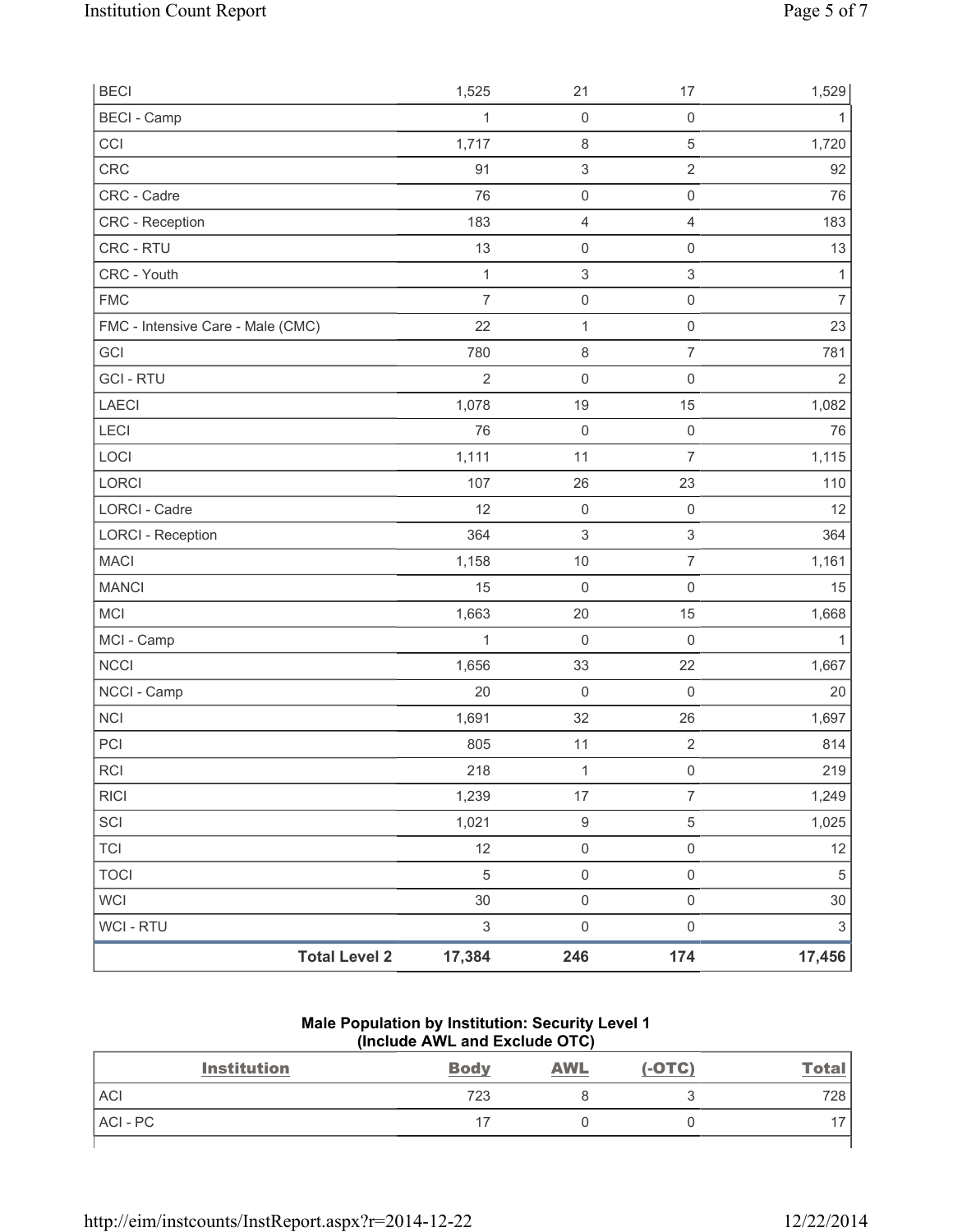| | | | |
|---|---|---|---|
| BECI | 1,525 | 21 | 17 | 1,529 |
| BECI - Camp | 1 | 0 | 0 | 1 |
| CCI | 1,717 | 8 | 5 | 1,720 |
| CRC | 91 | 3 | 2 | 92 |
| CRC - Cadre | 76 | 0 | 0 | 76 |
| CRC - Reception | 183 | 4 | 4 | 183 |
| CRC - RTU | 13 | 0 | 0 | 13 |
| CRC - Youth | 1 | 3 | 3 | 1 |
| FMC | 7 | 0 | 0 | 7 |
| FMC - Intensive Care - Male (CMC) | 22 | 1 | 0 | 23 |
| GCI | 780 | 8 | 7 | 781 |
| GCI - RTU | 2 | 0 | 0 | 2 |
| LAECI | 1,078 | 19 | 15 | 1,082 |
| LECI | 76 | 0 | 0 | 76 |
| LOCI | 1,111 | 11 | 7 | 1,115 |
| LORCI | 107 | 26 | 23 | 110 |
| LORCI - Cadre | 12 | 0 | 0 | 12 |
| LORCI - Reception | 364 | 3 | 3 | 364 |
| MACI | 1,158 | 10 | 7 | 1,161 |
| MANCI | 15 | 0 | 0 | 15 |
| MCI | 1,663 | 20 | 15 | 1,668 |
| MCI - Camp | 1 | 0 | 0 | 1 |
| NCCI | 1,656 | 33 | 22 | 1,667 |
| NCCI - Camp | 20 | 0 | 0 | 20 |
| NCI | 1,691 | 32 | 26 | 1,697 |
| PCI | 805 | 11 | 2 | 814 |
| RCI | 218 | 1 | 0 | 219 |
| RICI | 1,239 | 17 | 7 | 1,249 |
| SCI | 1,021 | 9 | 5 | 1,025 |
| TCI | 12 | 0 | 0 | 12 |
| TOCI | 5 | 0 | 0 | 5 |
| WCI | 30 | 0 | 0 | 30 |
| WCI - RTU | 3 | 0 | 0 | 3 |
| **Total Level 2** | **17,384** | **246** | **174** | **17,456** |

**Male Population by Institution: Security Level 1**
**(Include AWL and Exclude OTC)**

| Institution | Body | AWL | (-OTC) | Total |
|---|---|---|---|---|
| ACI | 723 | 8 | 3 | 728 |
| ACI - PC | 17 | 0 | 0 | 17 |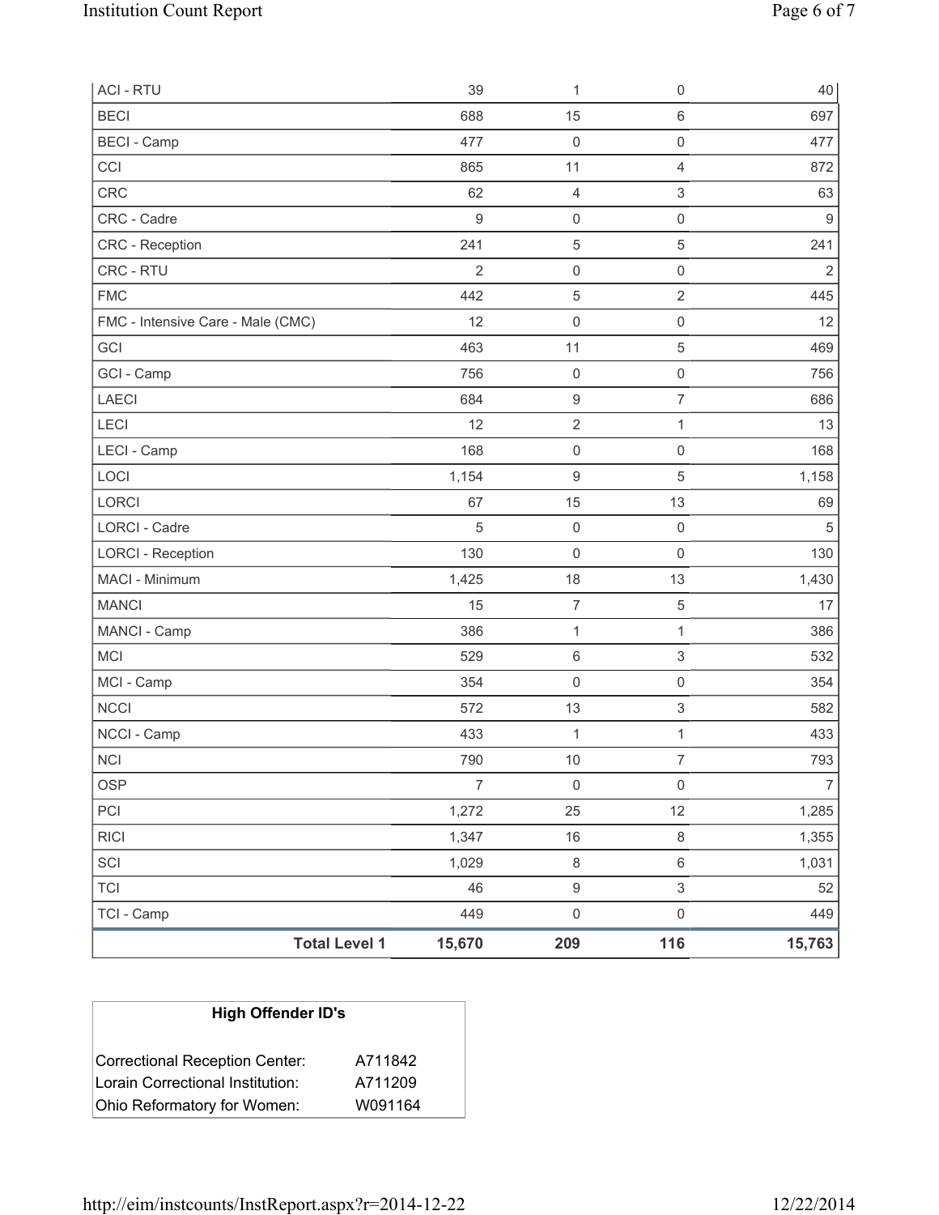| | | | | |
|---|---|---|---|---|
| ACI - RTU | 39 | 1 | 0 | 40 |
| BECI | 688 | 15 | 6 | 697 |
| BECI - Camp | 477 | 0 | 0 | 477 |
| CCI | 865 | 11 | 4 | 872 |
| CRC | 62 | 4 | 3 | 63 |
| CRC - Cadre | 9 | 0 | 0 | 9 |
| CRC - Reception | 241 | 5 | 5 | 241 |
| CRC - RTU | 2 | 0 | 0 | 2 |
| FMC | 442 | 5 | 2 | 445 |
| FMC - Intensive Care - Male (CMC) | 12 | 0 | 0 | 12 |
| GCI | 463 | 11 | 5 | 469 |
| GCI - Camp | 756 | 0 | 0 | 756 |
| LAECI | 684 | 9 | 7 | 686 |
| LECI | 12 | 2 | 1 | 13 |
| LECI - Camp | 168 | 0 | 0 | 168 |
| LOCI | 1,154 | 9 | 5 | 1,158 |
| LORCI | 67 | 15 | 13 | 69 |
| LORCI - Cadre | 5 | 0 | 0 | 5 |
| LORCI - Reception | 130 | 0 | 0 | 130 |
| MACI - Minimum | 1,425 | 18 | 13 | 1,430 |
| MANCI | 15 | 7 | 5 | 17 |
| MANCI - Camp | 386 | 1 | 1 | 386 |
| MCI | 529 | 6 | 3 | 532 |
| MCI - Camp | 354 | 0 | 0 | 354 |
| NCCI | 572 | 13 | 3 | 582 |
| NCCI - Camp | 433 | 1 | 1 | 433 |
| NCI | 790 | 10 | 7 | 793 |
| OSP | 7 | 0 | 0 | 7 |
| PCI | 1,272 | 25 | 12 | 1,285 |
| RICI | 1,347 | 16 | 8 | 1,355 |
| SCI | 1,029 | 8 | 6 | 1,031 |
| TCI | 46 | 9 | 3 | 52 |
| TCI - Camp | 449 | 0 | 0 | 449 |
| **Total Level 1** | **15,670** | **209** | **116** | **15,763** |

| High Offender ID's | |
|---|---|
| Correctional Reception Center: | A711842 |
| Lorain Correctional Institution: | A711209 |
| Ohio Reformatory for Women: | W091164 |